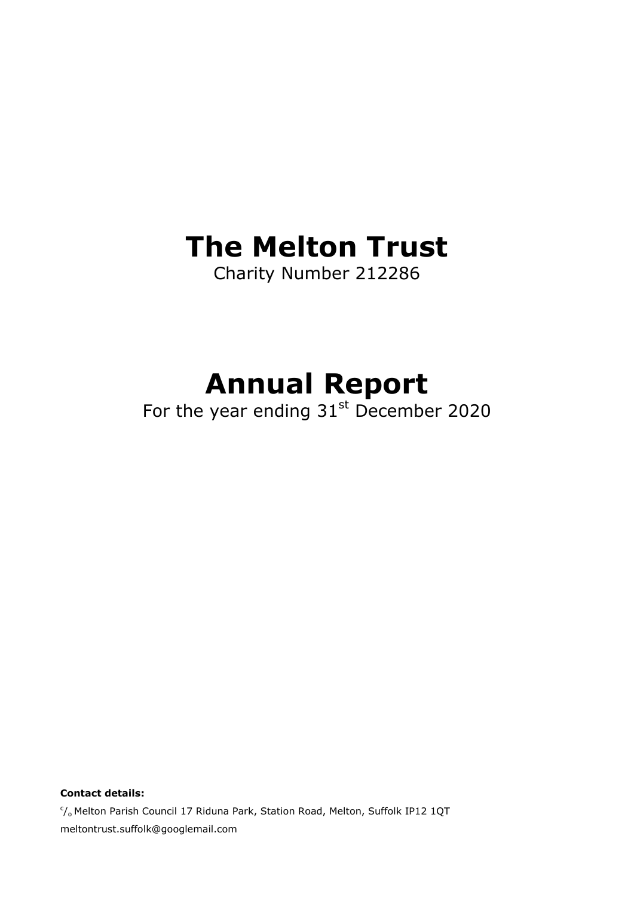# The Melton Trust

Charity Number 212286

# Annual Report

For the year ending 31st December 2020

**Contact details:**

c/o Melton Parish Council 17 Riduna Park, Station Road, Melton, Suffolk IP12 1QT

meltontrust.suffolk@googlemail.com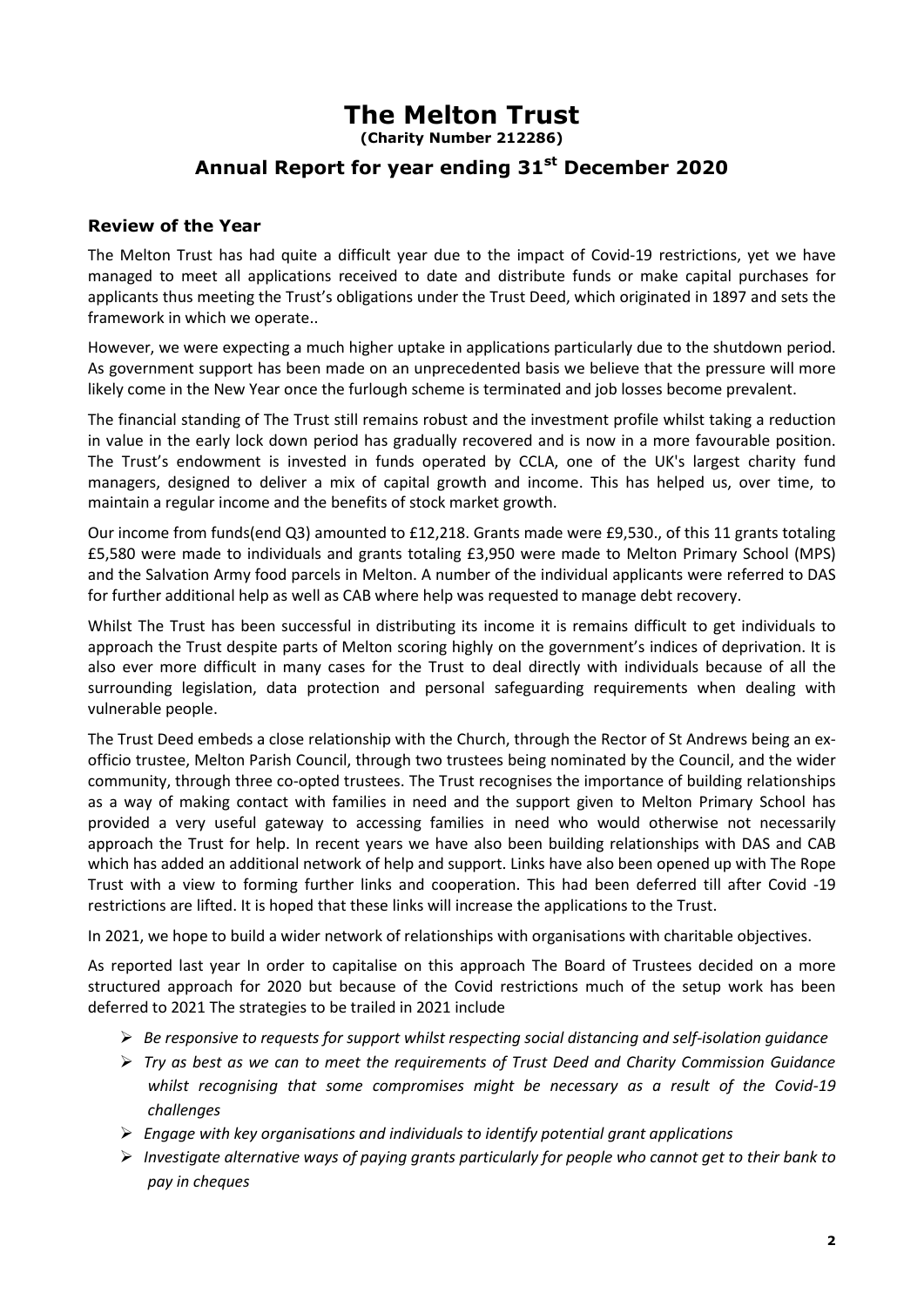# The Melton Trust

**(Charity Number 212286)**

## Annual Report for year ending 31st December 2020

### Review of the Year

The Melton Trust has had quite a difficult year due to the impact of Covid-19 restrictions, yet we have managed to meet all applications received to date and distribute funds or make capital purchases for applicants thus meeting the Trust's obligations under the Trust Deed, which originated in 1897 and sets the framework in which we operate..

However, we were expecting a much higher uptake in applications particularly due to the shutdown period. As government support has been made on an unprecedented basis we believe that the pressure will more likely come in the New Year once the furlough scheme is terminated and job losses become prevalent.

The financial standing of The Trust still remains robust and the investment profile whilst taking a reduction in value in the early lock down period has gradually recovered and is now in a more favourable position. The Trust's endowment is invested in funds operated by CCLA, one of the UK's largest charity fund managers, designed to deliver a mix of capital growth and income. This has helped us, over time, to maintain a regular income and the benefits of stock market growth.

Our income from funds(end Q3) amounted to £12,218. Grants made were £9,530., of this 11 grants totaling £5,580 were made to individuals and grants totaling £3,950 were made to Melton Primary School (MPS) and the Salvation Army food parcels in Melton. A number of the individual applicants were referred to DAS for further additional help as well as CAB where help was requested to manage debt recovery.

Whilst The Trust has been successful in distributing its income it is remains difficult to get individuals to approach the Trust despite parts of Melton scoring highly on the government's indices of deprivation. It is also ever more difficult in many cases for the Trust to deal directly with individuals because of all the surrounding legislation, data protection and personal safeguarding requirements when dealing with vulnerable people.

The Trust Deed embeds a close relationship with the Church, through the Rector of St Andrews being an ex-officio trustee, Melton Parish Council, through two trustees being nominated by the Council, and the wider community, through three co-opted trustees. The Trust recognises the importance of building relationships as a way of making contact with families in need and the support given to Melton Primary School has provided a very useful gateway to accessing families in need who would otherwise not necessarily approach the Trust for help. In recent years we have also been building relationships with DAS and CAB which has added an additional network of help and support. Links have also been opened up with The Rope Trust with a view to forming further links and cooperation. This had been deferred till after Covid -19 restrictions are lifted. It is hoped that these links will increase the applications to the Trust.

In 2021, we hope to build a wider network of relationships with organisations with charitable objectives.

As reported last year In order to capitalise on this approach The Board of Trustees decided on a more structured approach for 2020 but because of the Covid restrictions much of the setup work has been deferred to 2021 The strategies to be trailed in 2021 include

- *Be responsive to requests for support whilst respecting social distancing and self-isolation guidance*
- *Try as best as we can to meet the requirements of Trust Deed and Charity Commission Guidance whilst recognising that some compromises might be necessary as a result of the Covid-19 challenges*
- *Engage with key organisations and individuals to identify potential grant applications*
- *Investigate alternative ways of paying grants particularly for people who cannot get to their bank to pay in cheques*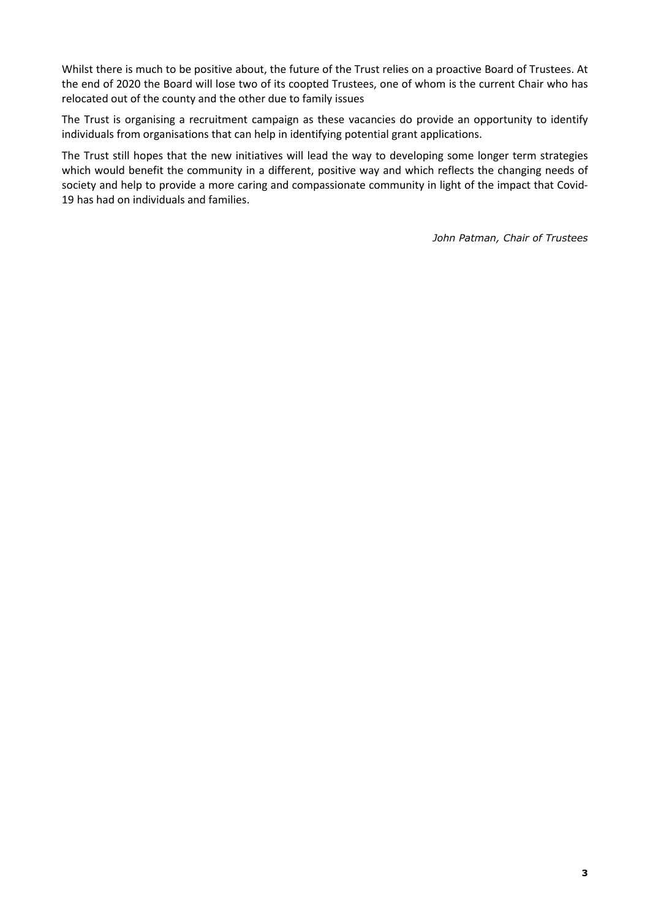Whilst there is much to be positive about, the future of the Trust relies on a proactive Board of Trustees. At the end of 2020 the Board will lose two of its coopted Trustees, one of whom is the current Chair who has relocated out of the county and the other due to family issues

The Trust is organising a recruitment campaign as these vacancies do provide an opportunity to identify individuals from organisations that can help in identifying potential grant applications.

The Trust still hopes that the new initiatives will lead the way to developing some longer term strategies which would benefit the community in a different, positive way and which reflects the changing needs of society and help to provide a more caring and compassionate community in light of the impact that Covid-19 has had on individuals and families.

*John Patman, Chair of Trustees*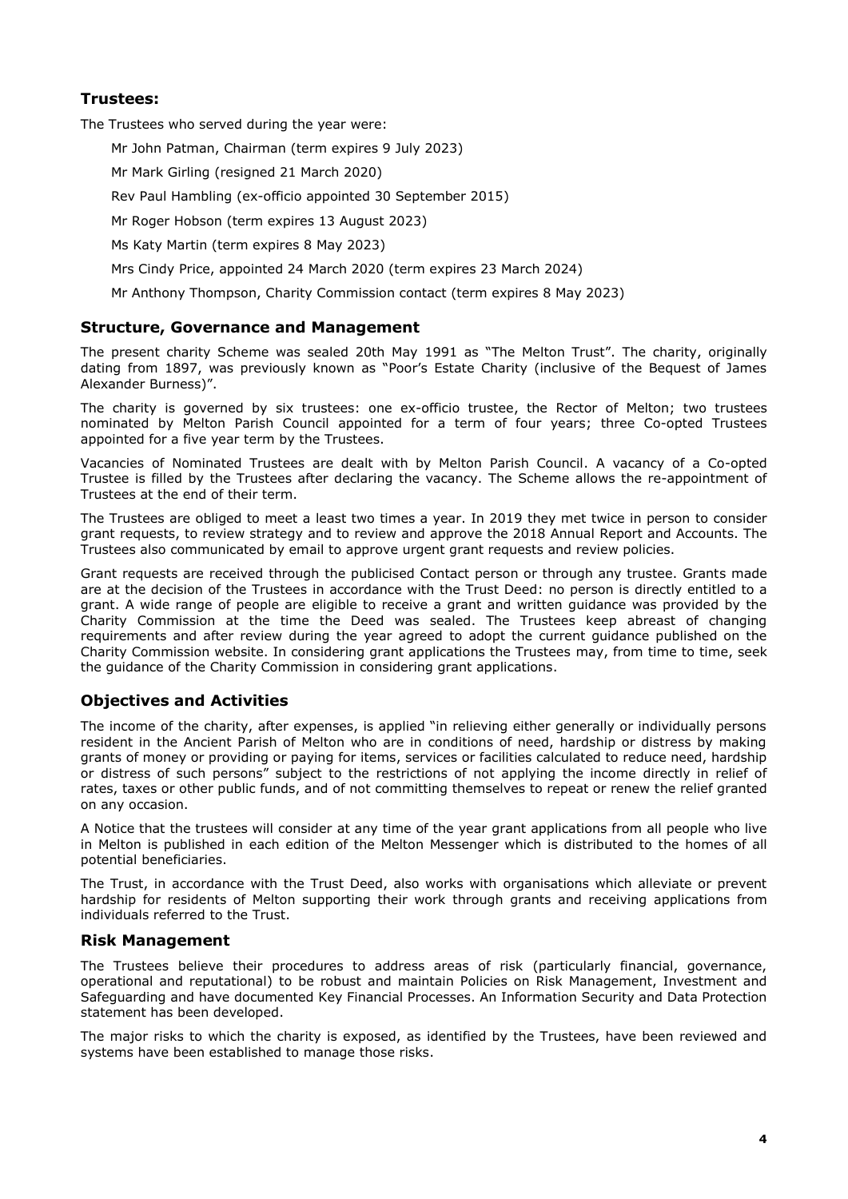## Trustees:

The Trustees who served during the year were:

Mr John Patman, Chairman (term expires 9 July 2023)

Mr Mark Girling (resigned 21 March 2020)

Rev Paul Hambling (ex-officio appointed 30 September 2015)

Mr Roger Hobson (term expires 13 August 2023)

Ms Katy Martin (term expires 8 May 2023)

Mrs Cindy Price, appointed 24 March 2020 (term expires 23 March 2024)

Mr Anthony Thompson, Charity Commission contact (term expires 8 May 2023)

## Structure, Governance and Management

The present charity Scheme was sealed 20th May 1991 as "The Melton Trust". The charity, originally dating from 1897, was previously known as "Poor's Estate Charity (inclusive of the Bequest of James Alexander Burness)".

The charity is governed by six trustees: one ex-officio trustee, the Rector of Melton; two trustees nominated by Melton Parish Council appointed for a term of four years; three Co-opted Trustees appointed for a five year term by the Trustees.

Vacancies of Nominated Trustees are dealt with by Melton Parish Council. A vacancy of a Co-opted Trustee is filled by the Trustees after declaring the vacancy. The Scheme allows the re-appointment of Trustees at the end of their term.

The Trustees are obliged to meet a least two times a year. In 2019 they met twice in person to consider grant requests, to review strategy and to review and approve the 2018 Annual Report and Accounts. The Trustees also communicated by email to approve urgent grant requests and review policies.

Grant requests are received through the publicised Contact person or through any trustee. Grants made are at the decision of the Trustees in accordance with the Trust Deed: no person is directly entitled to a grant. A wide range of people are eligible to receive a grant and written guidance was provided by the Charity Commission at the time the Deed was sealed. The Trustees keep abreast of changing requirements and after review during the year agreed to adopt the current guidance published on the Charity Commission website. In considering grant applications the Trustees may, from time to time, seek the guidance of the Charity Commission in considering grant applications.

## Objectives and Activities

The income of the charity, after expenses, is applied "in relieving either generally or individually persons resident in the Ancient Parish of Melton who are in conditions of need, hardship or distress by making grants of money or providing or paying for items, services or facilities calculated to reduce need, hardship or distress of such persons" subject to the restrictions of not applying the income directly in relief of rates, taxes or other public funds, and of not committing themselves to repeat or renew the relief granted on any occasion.

A Notice that the trustees will consider at any time of the year grant applications from all people who live in Melton is published in each edition of the Melton Messenger which is distributed to the homes of all potential beneficiaries.

The Trust, in accordance with the Trust Deed, also works with organisations which alleviate or prevent hardship for residents of Melton supporting their work through grants and receiving applications from individuals referred to the Trust.

## Risk Management

The Trustees believe their procedures to address areas of risk (particularly financial, governance, operational and reputational) to be robust and maintain Policies on Risk Management, Investment and Safeguarding and have documented Key Financial Processes. An Information Security and Data Protection statement has been developed.

The major risks to which the charity is exposed, as identified by the Trustees, have been reviewed and systems have been established to manage those risks.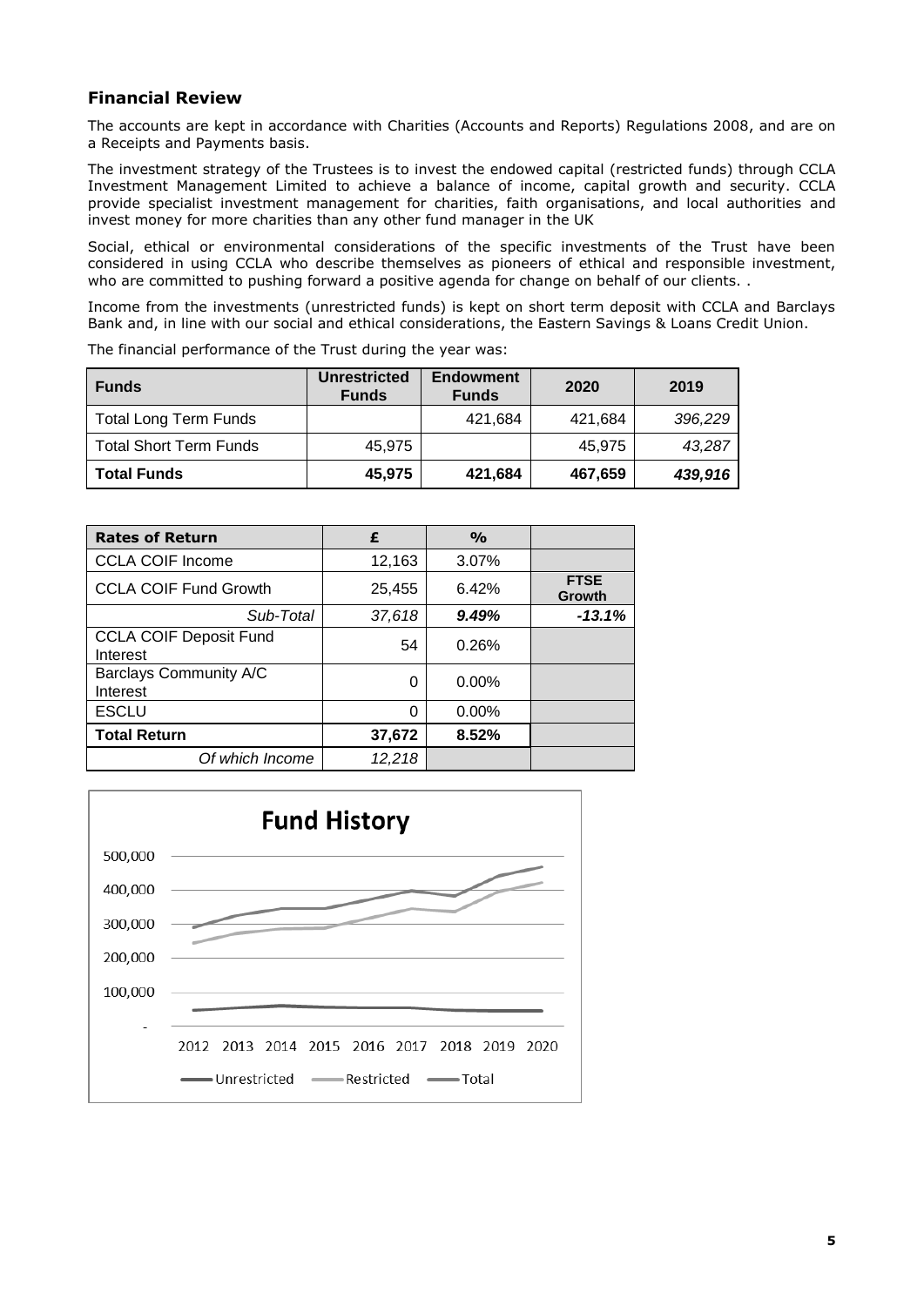## Financial Review

The accounts are kept in accordance with Charities (Accounts and Reports) Regulations 2008, and are on a Receipts and Payments basis.

The investment strategy of the Trustees is to invest the endowed capital (restricted funds) through CCLA Investment Management Limited to achieve a balance of income, capital growth and security. CCLA provide specialist investment management for charities, faith organisations, and local authorities and invest money for more charities than any other fund manager in the UK

Social, ethical or environmental considerations of the specific investments of the Trust have been considered in using CCLA who describe themselves as pioneers of ethical and responsible investment, who are committed to pushing forward a positive agenda for change on behalf of our clients. .

Income from the investments (unrestricted funds) is kept on short term deposit with CCLA and Barclays Bank and, in line with our social and ethical considerations, the Eastern Savings & Loans Credit Union.

The financial performance of the Trust during the year was:

| **Funds** | **Unrestricted Funds** | **Endowment Funds** | **2020** | **2019** |
|---|---|---|---|---|
| Total Long Term Funds | | 421,684 | 421,684 | *396,229* |
| Total Short Term Funds | 45,975 | | 45,975 | *43,287* |
| **Total Funds** | **45,975** | **421,684** | **467,659** | ***439,916*** |

| **Rates of Return** | **£** | **%** | |
|---|---|---|---|
| CCLA COIF Income | 12,163 | 3.07% | |
| CCLA COIF Fund Growth | 25,455 | 6.42% | **FTSE Growth** |
| *Sub-Total* | *37,618* | ***9.49%*** | ***-13.1%*** |
| CCLA COIF Deposit Fund Interest | 54 | 0.26% | |
| Barclays Community A/C Interest | 0 | 0.00% | |
| ESCLU | 0 | 0.00% | |
| **Total Return** | **37,672** | **8.52%** | |
| *Of which Income* | *12,218* | | |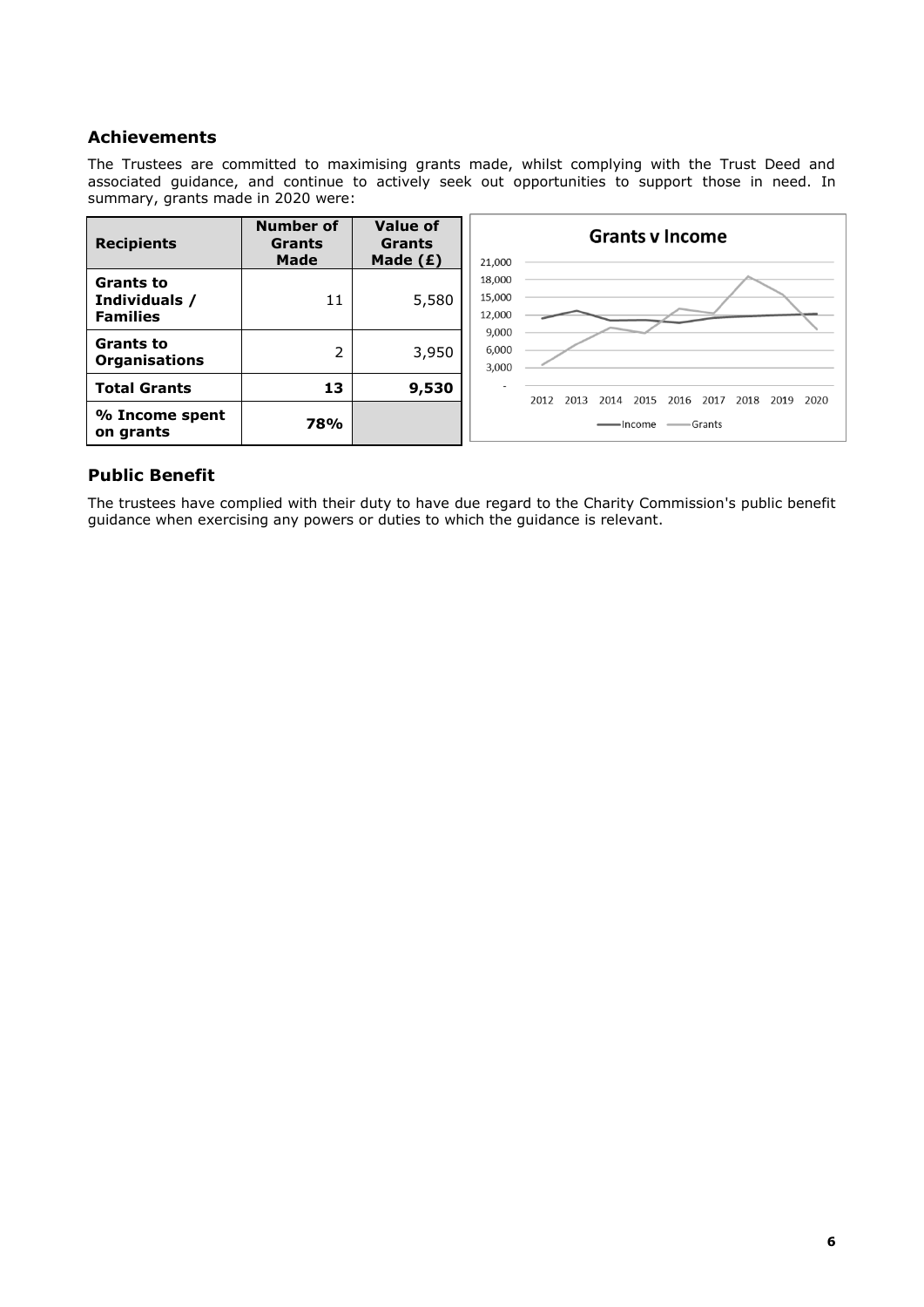## Achievements

The Trustees are committed to maximising grants made, whilst complying with the Trust Deed and associated guidance, and continue to actively seek out opportunities to support those in need. In summary, grants made in 2020 were:

| Recipients | Number of Grants Made | Value of Grants Made (£) |
|---|---|---|
| **Grants to Individuals / Families** | 11 | 5,580 |
| **Grants to Organisations** | 2 | 3,950 |
| **Total Grants** | **13** | **9,530** |
| **% Income spent on grants** | **78%** | |

Grants v Income

21,000
18,000
15,000
12,000
9,000
6,000
3,000
-

2012 2013 2014 2015 2016 2017 2018 2019 2020

Income Grants

## Public Benefit

The trustees have complied with their duty to have due regard to the Charity Commission's public benefit guidance when exercising any powers or duties to which the guidance is relevant.